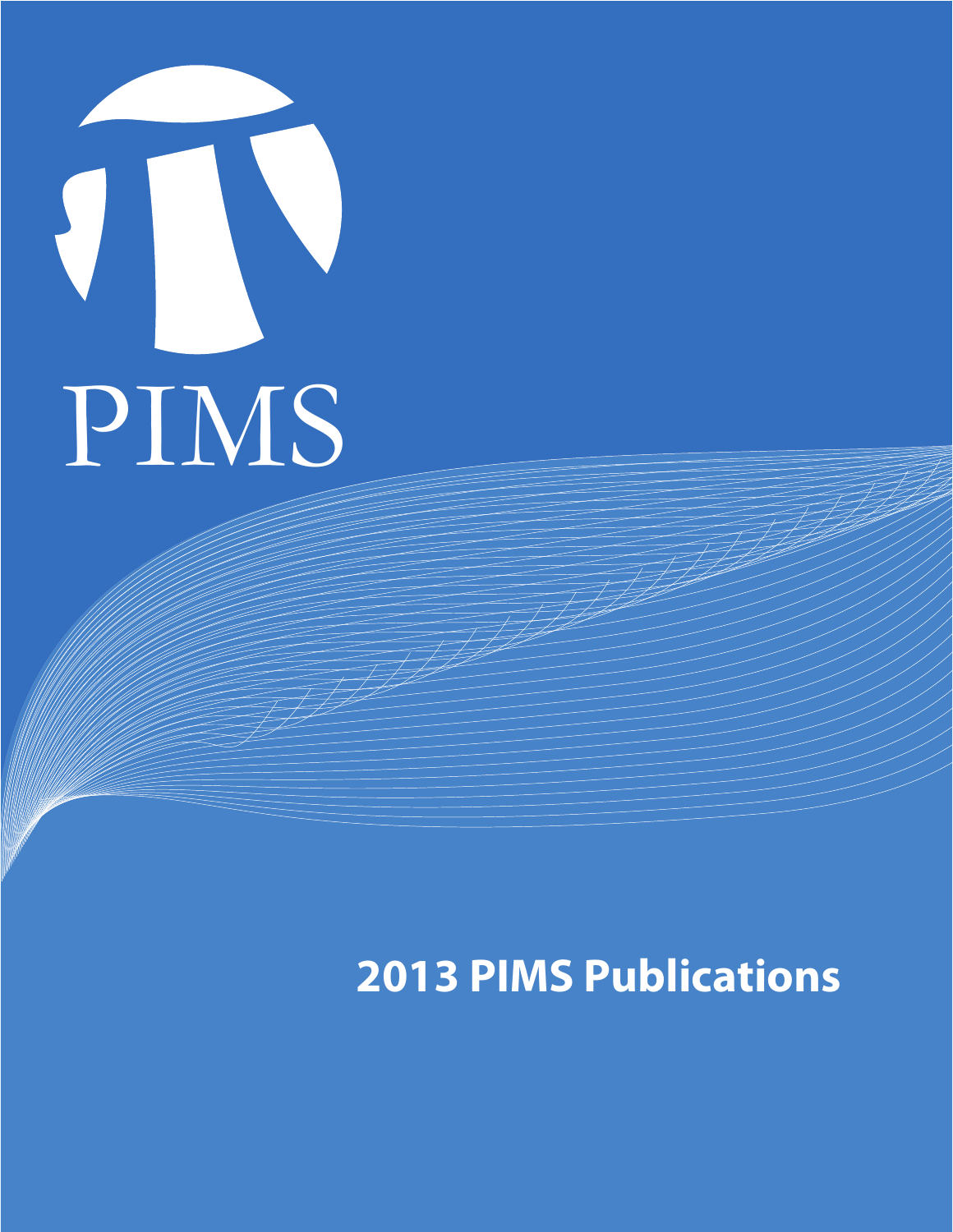PIMS

# 2013 PIMS Publications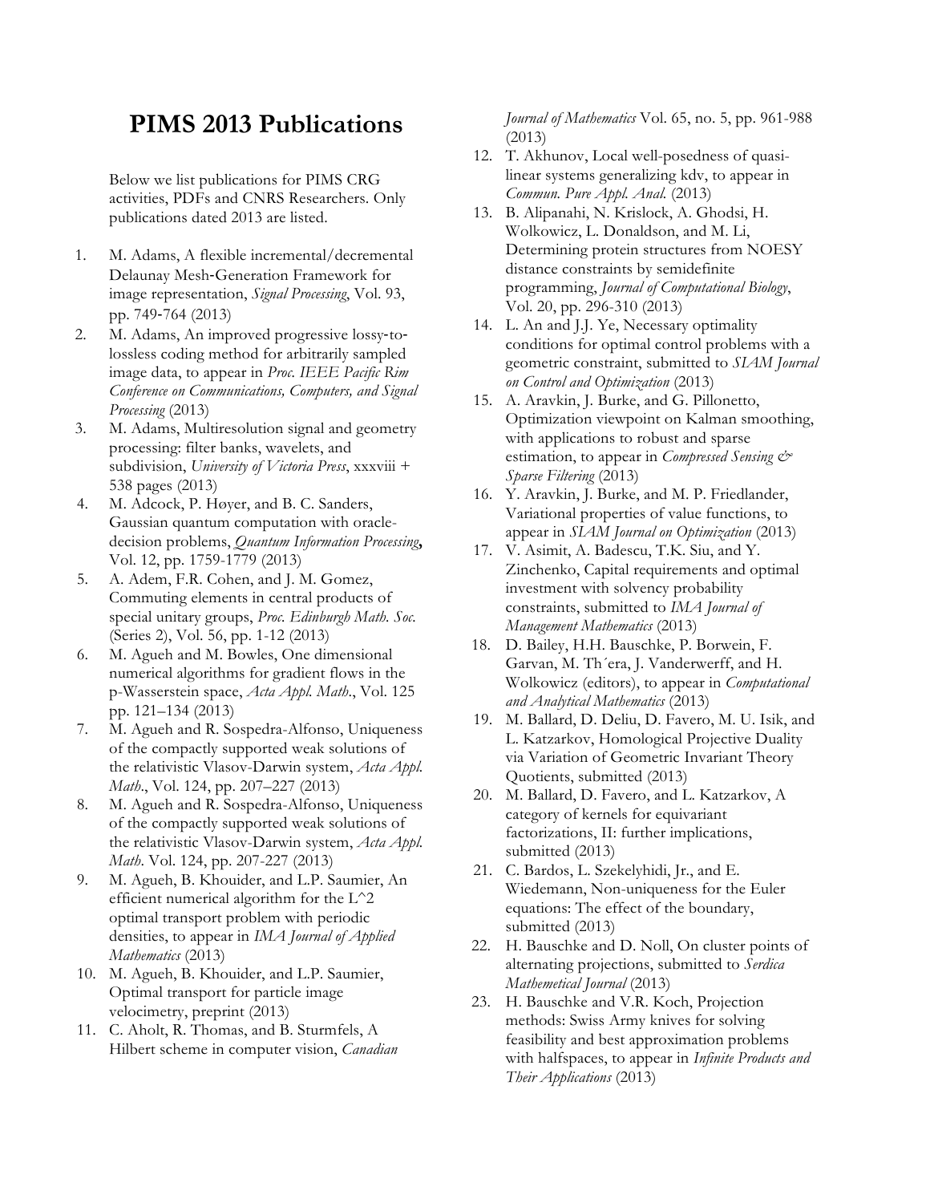# PIMS 2013 Publications

Below we list publications for PIMS CRG activities, PDFs and CNRS Researchers. Only publications dated 2013 are listed.

1. M. Adams, A flexible incremental/decremental Delaunay Mesh-Generation Framework for image representation, *Signal Processing*, Vol. 93, pp. 749-764 (2013)
2. M. Adams, An improved progressive lossy-to-lossless coding method for arbitrarily sampled image data, to appear in *Proc. IEEE Pacific Rim Conference on Communications, Computers, and Signal Processing* (2013)
3. M. Adams, Multiresolution signal and geometry processing: filter banks, wavelets, and subdivision, *University of Victoria Press*, xxxviii + 538 pages (2013)
4. M. Adcock, P. Høyer, and B. C. Sanders, Gaussian quantum computation with oracle-decision problems, *Quantum Information Processing*, Vol. 12, pp. 1759-1779 (2013)
5. A. Adem, F.R. Cohen, and J. M. Gomez, Commuting elements in central products of special unitary groups, *Proc. Edinburgh Math. Soc.* (Series 2), Vol. 56, pp. 1-12 (2013)
6. M. Agueh and M. Bowles, One dimensional numerical algorithms for gradient flows in the p-Wasserstein space, *Acta Appl. Math.*, Vol. 125 pp. 121–134 (2013)
7. M. Agueh and R. Sospedra-Alfonso, Uniqueness of the compactly supported weak solutions of the relativistic Vlasov-Darwin system, *Acta Appl. Math.*, Vol. 124, pp. 207–227 (2013)
8. M. Agueh and R. Sospedra-Alfonso, Uniqueness of the compactly supported weak solutions of the relativistic Vlasov-Darwin system, *Acta Appl. Math.* Vol. 124, pp. 207-227 (2013)
9. M. Agueh, B. Khouider, and L.P. Saumier, An efficient numerical algorithm for the L^2 optimal transport problem with periodic densities, to appear in *IMA Journal of Applied Mathematics* (2013)
10. M. Agueh, B. Khouider, and L.P. Saumier, Optimal transport for particle image velocimetry, preprint (2013)
11. C. Aholt, R. Thomas, and B. Sturmfels, A Hilbert scheme in computer vision, *Canadian Journal of Mathematics* Vol. 65, no. 5, pp. 961-988 (2013)
12. T. Akhunov, Local well-posedness of quasi-linear systems generalizing kdv, to appear in *Commun. Pure Appl. Anal.* (2013)
13. B. Alipanahi, N. Krislock, A. Ghodsi, H. Wolkowicz, L. Donaldson, and M. Li, Determining protein structures from NOESY distance constraints by semidefinite programming, *Journal of Computational Biology*, Vol. 20, pp. 296-310 (2013)
14. L. An and J.J. Ye, Necessary optimality conditions for optimal control problems with a geometric constraint, submitted to *SIAM Journal on Control and Optimization* (2013)
15. A. Aravkin, J. Burke, and G. Pillonetto, Optimization viewpoint on Kalman smoothing, with applications to robust and sparse estimation, to appear in *Compressed Sensing & Sparse Filtering* (2013)
16. Y. Aravkin, J. Burke, and M. P. Friedlander, Variational properties of value functions, to appear in *SIAM Journal on Optimization* (2013)
17. V. Asimit, A. Badescu, T.K. Siu, and Y. Zinchenko, Capital requirements and optimal investment with solvency probability constraints, submitted to *IMA Journal of Management Mathematics* (2013)
18. D. Bailey, H.H. Bauschke, P. Borwein, F. Garvan, M. Th´era, J. Vanderwerff, and H. Wolkowicz (editors), to appear in *Computational and Analytical Mathematics* (2013)
19. M. Ballard, D. Deliu, D. Favero, M. U. Isik, and L. Katzarkov, Homological Projective Duality via Variation of Geometric Invariant Theory Quotients, submitted (2013)
20. M. Ballard, D. Favero, and L. Katzarkov, A category of kernels for equivariant factorizations, II: further implications, submitted (2013)
21. C. Bardos, L. Szekelyhidi, Jr., and E. Wiedemann, Non-uniqueness for the Euler equations: The effect of the boundary, submitted (2013)
22. H. Bauschke and D. Noll, On cluster points of alternating projections, submitted to *Serdica Mathemetical Journal* (2013)
23. H. Bauschke and V.R. Koch, Projection methods: Swiss Army knives for solving feasibility and best approximation problems with halfspaces, to appear in *Infinite Products and Their Applications* (2013)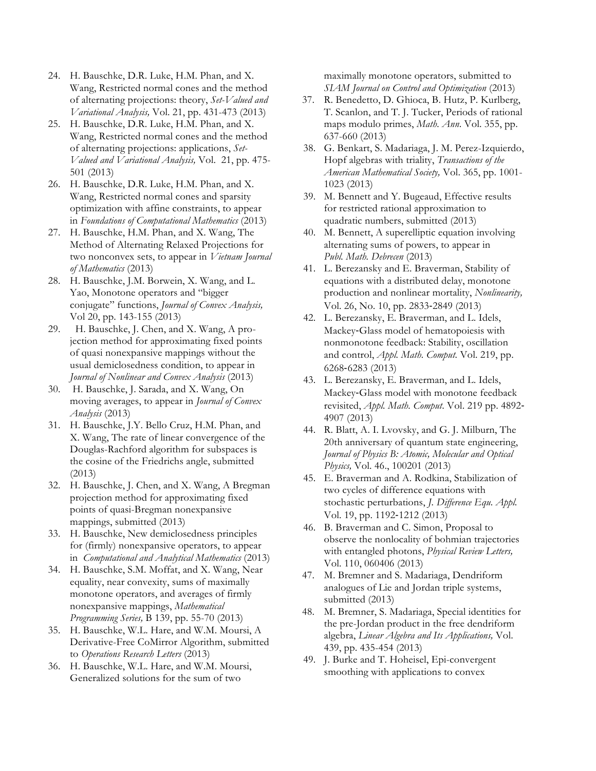24. H. Bauschke, D.R. Luke, H.M. Phan, and X. Wang, Restricted normal cones and the method of alternating projections: theory, *Set-Valued and Variational Analysis,* Vol. 21, pp. 431-473 (2013)
25. H. Bauschke, D.R. Luke, H.M. Phan, and X. Wang, Restricted normal cones and the method of alternating projections: applications, *Set-Valued and Variational Analysis,* Vol. 21, pp. 475-501 (2013)
26. H. Bauschke, D.R. Luke, H.M. Phan, and X. Wang, Restricted normal cones and sparsity optimization with affine constraints, to appear in *Foundations of Computational Mathematics* (2013)
27. H. Bauschke, H.M. Phan, and X. Wang, The Method of Alternating Relaxed Projections for two nonconvex sets, to appear in *Vietnam Journal of Mathematics* (2013)
28. H. Bauschke, J.M. Borwein, X. Wang, and L. Yao, Monotone operators and "bigger conjugate" functions, *Journal of Convex Analysis,* Vol 20, pp. 143-155 (2013)
29. H. Bauschke, J. Chen, and X. Wang, A projection method for approximating fixed points of quasi nonexpansive mappings without the usual demiclosedness condition, to appear in *Journal of Nonlinear and Convex Analysis* (2013)
30. H. Bauschke, J. Sarada, and X. Wang, On moving averages, to appear in *Journal of Convex Analysis* (2013)
31. H. Bauschke, J.Y. Bello Cruz, H.M. Phan, and X. Wang, The rate of linear convergence of the Douglas-Rachford algorithm for subspaces is the cosine of the Friedrichs angle, submitted (2013)
32. H. Bauschke, J. Chen, and X. Wang, A Bregman projection method for approximating fixed points of quasi-Bregman nonexpansive mappings, submitted (2013)
33. H. Bauschke, New demiclosedness principles for (firmly) nonexpansive operators, to appear in *Computational and Analytical Mathematics* (2013)
34. H. Bauschke, S.M. Moffat, and X. Wang, Near equality, near convexity, sums of maximally monotone operators, and averages of firmly nonexpansive mappings, *Mathematical Programming Series,* B 139, pp. 55-70 (2013)
35. H. Bauschke, W.L. Hare, and W.M. Moursi, A Derivative-Free CoMirror Algorithm, submitted to *Operations Research Letters* (2013)
36. H. Bauschke, W.L. Hare, and W.M. Moursi, Generalized solutions for the sum of two maximally monotone operators, submitted to *SIAM Journal on Control and Optimization* (2013)
37. R. Benedetto, D. Ghioca, B. Hutz, P. Kurlberg, T. Scanlon, and T. J. Tucker, Periods of rational maps modulo primes, *Math. Ann.* Vol. 355, pp. 637-660 (2013)
38. G. Benkart, S. Madariaga, J. M. Perez-Izquierdo, Hopf algebras with triality, *Transactions of the American Mathematical Society,* Vol. 365, pp. 1001-1023 (2013)
39. M. Bennett and Y. Bugeaud, Effective results for restricted rational approximation to quadratic numbers, submitted (2013)
40. M. Bennett, A superelliptic equation involving alternating sums of powers, to appear in *Publ. Math. Debrecen* (2013)
41. L. Berezansky and E. Braverman, Stability of equations with a distributed delay, monotone production and nonlinear mortality, *Nonlinearity,* Vol. 26, No. 10, pp. 2833-2849 (2013)
42. L. Berezansky, E. Braverman, and L. Idels, Mackey-Glass model of hematopoiesis with nonmonotone feedback: Stability, oscillation and control, *Appl. Math. Comput.* Vol. 219, pp. 6268-6283 (2013)
43. L. Berezansky, E. Braverman, and L. Idels, Mackey-Glass model with monotone feedback revisited, *Appl. Math. Comput*. Vol. 219 pp. 4892-4907 (2013)
44. R. Blatt, A. I. Lvovsky, and G. J. Milburn, The 20th anniversary of quantum state engineering, *Journal of Physics B: Atomic, Molecular and Optical Physics,* Vol. 46., 100201 (2013)
45. E. Braverman and A. Rodkina, Stabilization of two cycles of difference equations with stochastic perturbations, *J. Difference Equ. Appl.* Vol. 19, pp. 1192-1212 (2013)
46. B. Braverman and C. Simon, Proposal to observe the nonlocality of bohmian trajectories with entangled photons, *Physical Review Letters,* Vol. 110, 060406 (2013)
47. M. Bremner and S. Madariaga, Dendriform analogues of Lie and Jordan triple systems, submitted (2013)
48. M. Bremner, S. Madariaga, Special identities for the pre-Jordan product in the free dendriform algebra, *Linear Algebra and Its Applications,* Vol. 439, pp. 435-454 (2013)
49. J. Burke and T. Hoheisel, Epi-convergent smoothing with applications to convex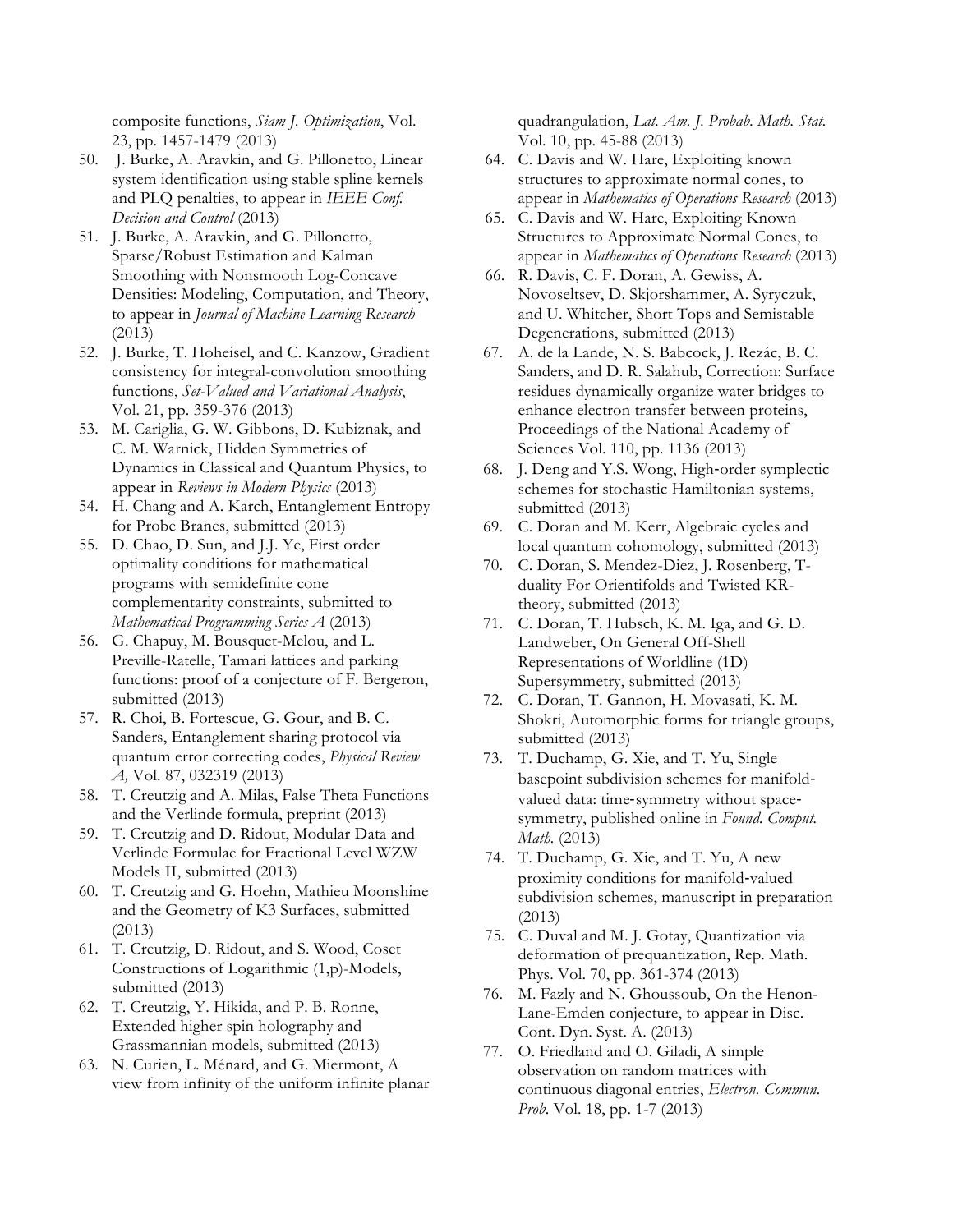composite functions, *Siam J. Optimization*, Vol. 23, pp. 1457-1479 (2013)

50. J. Burke, A. Aravkin, and G. Pillonetto, Linear system identification using stable spline kernels and PLQ penalties, to appear in *IEEE Conf. Decision and Control* (2013)
51. J. Burke, A. Aravkin, and G. Pillonetto, Sparse/Robust Estimation and Kalman Smoothing with Nonsmooth Log-Concave Densities: Modeling, Computation, and Theory, to appear in *Journal of Machine Learning Research* (2013)
52. J. Burke, T. Hoheisel, and C. Kanzow, Gradient consistency for integral-convolution smoothing functions, *Set-Valued and Variational Analysis*, Vol. 21, pp. 359-376 (2013)
53. M. Cariglia, G. W. Gibbons, D. Kubiznak, and C. M. Warnick, Hidden Symmetries of Dynamics in Classical and Quantum Physics, to appear in *Reviews in Modern Physics* (2013)
54. H. Chang and A. Karch, Entanglement Entropy for Probe Branes, submitted (2013)
55. D. Chao, D. Sun, and J.J. Ye, First order optimality conditions for mathematical programs with semidefinite cone complementarity constraints, submitted to *Mathematical Programming Series A* (2013)
56. G. Chapuy, M. Bousquet-Melou, and L. Preville-Ratelle, Tamari lattices and parking functions: proof of a conjecture of F. Bergeron, submitted (2013)
57. R. Choi, B. Fortescue, G. Gour, and B. C. Sanders, Entanglement sharing protocol via quantum error correcting codes, *Physical Review A,* Vol. 87, 032319 (2013)
58. T. Creutzig and A. Milas, False Theta Functions and the Verlinde formula, preprint (2013)
59. T. Creutzig and D. Ridout, Modular Data and Verlinde Formulae for Fractional Level WZW Models II, submitted (2013)
60. T. Creutzig and G. Hoehn, Mathieu Moonshine and the Geometry of K3 Surfaces, submitted (2013)
61. T. Creutzig, D. Ridout, and S. Wood, Coset Constructions of Logarithmic (1,p)-Models, submitted (2013)
62. T. Creutzig, Y. Hikida, and P. B. Ronne, Extended higher spin holography and Grassmannian models, submitted (2013)
63. N. Curien, L. Ménard, and G. Miermont, A view from infinity of the uniform infinite planar quadrangulation, *Lat. Am. J. Probab. Math. Stat.* Vol. 10, pp. 45-88 (2013)
64. C. Davis and W. Hare, Exploiting known structures to approximate normal cones, to appear in *Mathematics of Operations Research* (2013)
65. C. Davis and W. Hare, Exploiting Known Structures to Approximate Normal Cones, to appear in *Mathematics of Operations Research* (2013)
66. R. Davis, C. F. Doran, A. Gewiss, A. Novoseltsev, D. Skjorshammer, A. Syryczuk, and U. Whitcher, Short Tops and Semistable Degenerations, submitted (2013)
67. A. de la Lande, N. S. Babcock, J. Rezác, B. C. Sanders, and D. R. Salahub, Correction: Surface residues dynamically organize water bridges to enhance electron transfer between proteins, Proceedings of the National Academy of Sciences Vol. 110, pp. 1136 (2013)
68. J. Deng and Y.S. Wong, High-order symplectic schemes for stochastic Hamiltonian systems, submitted (2013)
69. C. Doran and M. Kerr, Algebraic cycles and local quantum cohomology, submitted (2013)
70. C. Doran, S. Mendez-Diez, J. Rosenberg, T-duality For Orientifolds and Twisted KR-theory, submitted (2013)
71. C. Doran, T. Hubsch, K. M. Iga, and G. D. Landweber, On General Off-Shell Representations of Worldline (1D) Supersymmetry, submitted (2013)
72. C. Doran, T. Gannon, H. Movasati, K. M. Shokri, Automorphic forms for triangle groups, submitted (2013)
73. T. Duchamp, G. Xie, and T. Yu, Single basepoint subdivision schemes for manifold-valued data: time-symmetry without space-symmetry, published online in *Found. Comput. Math.* (2013)
74. T. Duchamp, G. Xie, and T. Yu, A new proximity conditions for manifold-valued subdivision schemes, manuscript in preparation (2013)
75. C. Duval and M. J. Gotay, Quantization via deformation of prequantization, Rep. Math. Phys. Vol. 70, pp. 361-374 (2013)
76. M. Fazly and N. Ghoussoub, On the Henon-Lane-Emden conjecture, to appear in Disc. Cont. Dyn. Syst. A. (2013)
77. O. Friedland and O. Giladi, A simple observation on random matrices with continuous diagonal entries, *Electron. Commun. Prob*. Vol. 18, pp. 1-7 (2013)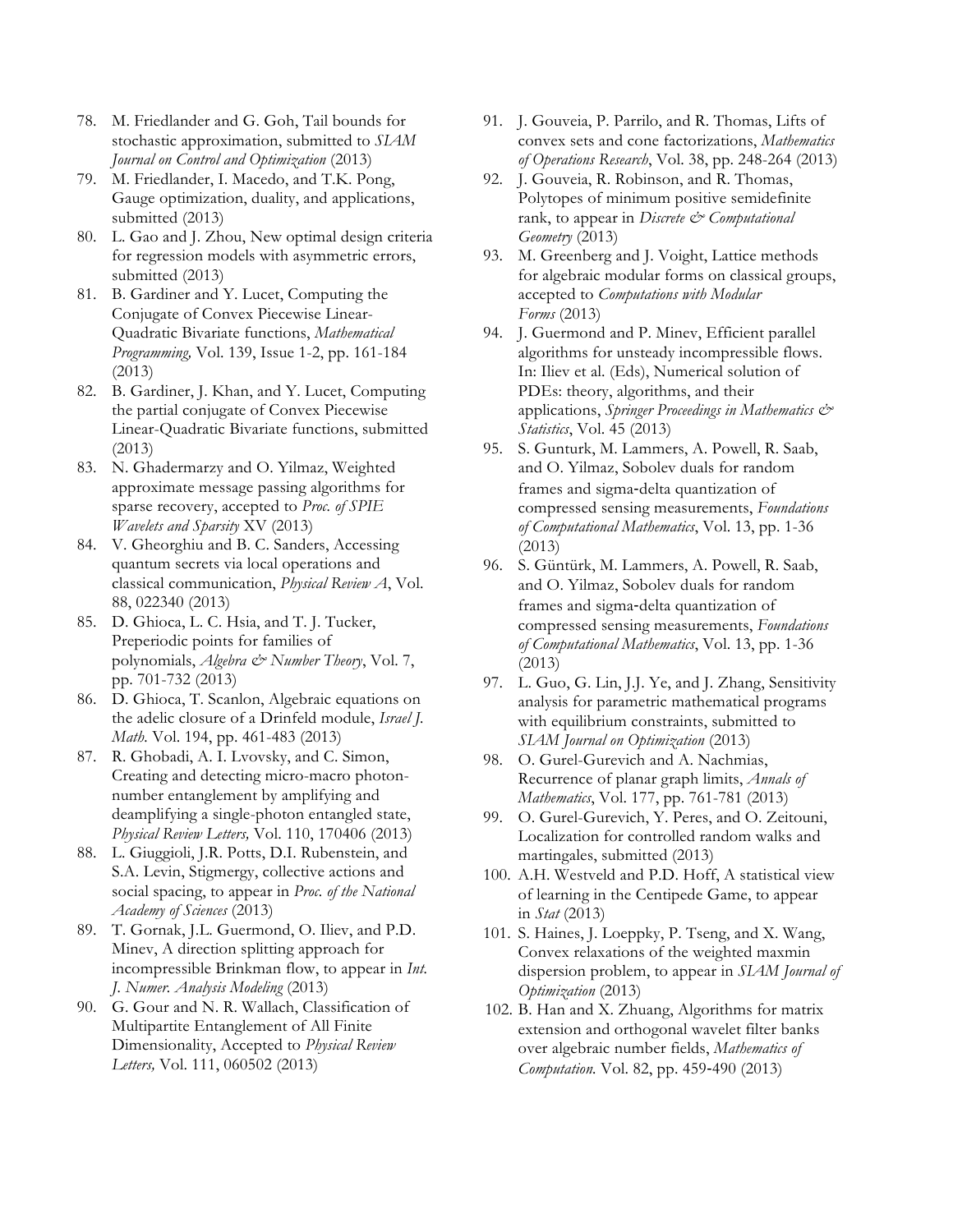78. M. Friedlander and G. Goh, Tail bounds for stochastic approximation, submitted to *SIAM Journal on Control and Optimization* (2013)
79. M. Friedlander, I. Macedo, and T.K. Pong, Gauge optimization, duality, and applications, submitted (2013)
80. L. Gao and J. Zhou, New optimal design criteria for regression models with asymmetric errors, submitted (2013)
81. B. Gardiner and Y. Lucet, Computing the Conjugate of Convex Piecewise Linear-Quadratic Bivariate functions, *Mathematical Programming,* Vol. 139, Issue 1-2, pp. 161-184 (2013)
82. B. Gardiner, J. Khan, and Y. Lucet, Computing the partial conjugate of Convex Piecewise Linear-Quadratic Bivariate functions, submitted (2013)
83. N. Ghadermarzy and O. Yilmaz, Weighted approximate message passing algorithms for sparse recovery, accepted to *Proc. of SPIE Wavelets and Sparsity* XV (2013)
84. V. Gheorghiu and B. C. Sanders, Accessing quantum secrets via local operations and classical communication, *Physical Review A*, Vol. 88, 022340 (2013)
85. D. Ghioca, L. C. Hsia, and T. J. Tucker, Preperiodic points for families of polynomials, *Algebra & Number Theory*, Vol. 7, pp. 701-732 (2013)
86. D. Ghioca, T. Scanlon, Algebraic equations on the adelic closure of a Drinfeld module, *Israel J. Math.* Vol. 194, pp. 461-483 (2013)
87. R. Ghobadi, A. I. Lvovsky, and C. Simon, Creating and detecting micro-macro photon-number entanglement by amplifying and deamplifying a single-photon entangled state, *Physical Review Letters,* Vol. 110, 170406 (2013)
88. L. Giuggioli, J.R. Potts, D.I. Rubenstein, and S.A. Levin, Stigmergy, collective actions and social spacing, to appear in *Proc. of the National Academy of Sciences* (2013)
89. T. Gornak, J.L. Guermond, O. Iliev, and P.D. Minev, A direction splitting approach for incompressible Brinkman flow, to appear in *Int. J. Numer. Analysis Modeling* (2013)
90. G. Gour and N. R. Wallach, Classification of Multipartite Entanglement of All Finite Dimensionality, Accepted to *Physical Review Letters,* Vol. 111, 060502 (2013)
91. J. Gouveia, P. Parrilo, and R. Thomas, Lifts of convex sets and cone factorizations, *Mathematics of Operations Research*, Vol. 38, pp. 248-264 (2013)
92. J. Gouveia, R. Robinson, and R. Thomas, Polytopes of minimum positive semidefinite rank, to appear in *Discrete & Computational Geometry* (2013)
93. M. Greenberg and J. Voight, Lattice methods for algebraic modular forms on classical groups, accepted to *Computations with Modular Forms* (2013)
94. J. Guermond and P. Minev, Efficient parallel algorithms for unsteady incompressible flows. In: Iliev et al. (Eds), Numerical solution of PDEs: theory, algorithms, and their applications, *Springer Proceedings in Mathematics & Statistics*, Vol. 45 (2013)
95. S. Gunturk, M. Lammers, A. Powell, R. Saab, and O. Yilmaz, Sobolev duals for random frames and sigma-delta quantization of compressed sensing measurements, *Foundations of Computational Mathematics*, Vol. 13, pp. 1-36 (2013)
96. S. Güntürk, M. Lammers, A. Powell, R. Saab, and O. Yilmaz, Sobolev duals for random frames and sigma-delta quantization of compressed sensing measurements, *Foundations of Computational Mathematics*, Vol. 13, pp. 1-36 (2013)
97. L. Guo, G. Lin, J.J. Ye, and J. Zhang, Sensitivity analysis for parametric mathematical programs with equilibrium constraints, submitted to *SIAM Journal on Optimization* (2013)
98. O. Gurel-Gurevich and A. Nachmias, Recurrence of planar graph limits, *Annals of Mathematics*, Vol. 177, pp. 761-781 (2013)
99. O. Gurel-Gurevich, Y. Peres, and O. Zeitouni, Localization for controlled random walks and martingales, submitted (2013)
100. A.H. Westveld and P.D. Hoff, A statistical view of learning in the Centipede Game, to appear in *Stat* (2013)
101. S. Haines, J. Loeppky, P. Tseng, and X. Wang, Convex relaxations of the weighted maxmin dispersion problem, to appear in *SIAM Journal of Optimization* (2013)
102. B. Han and X. Zhuang, Algorithms for matrix extension and orthogonal wavelet filter banks over algebraic number fields, *Mathematics of Computation.* Vol. 82, pp. 459-490 (2013)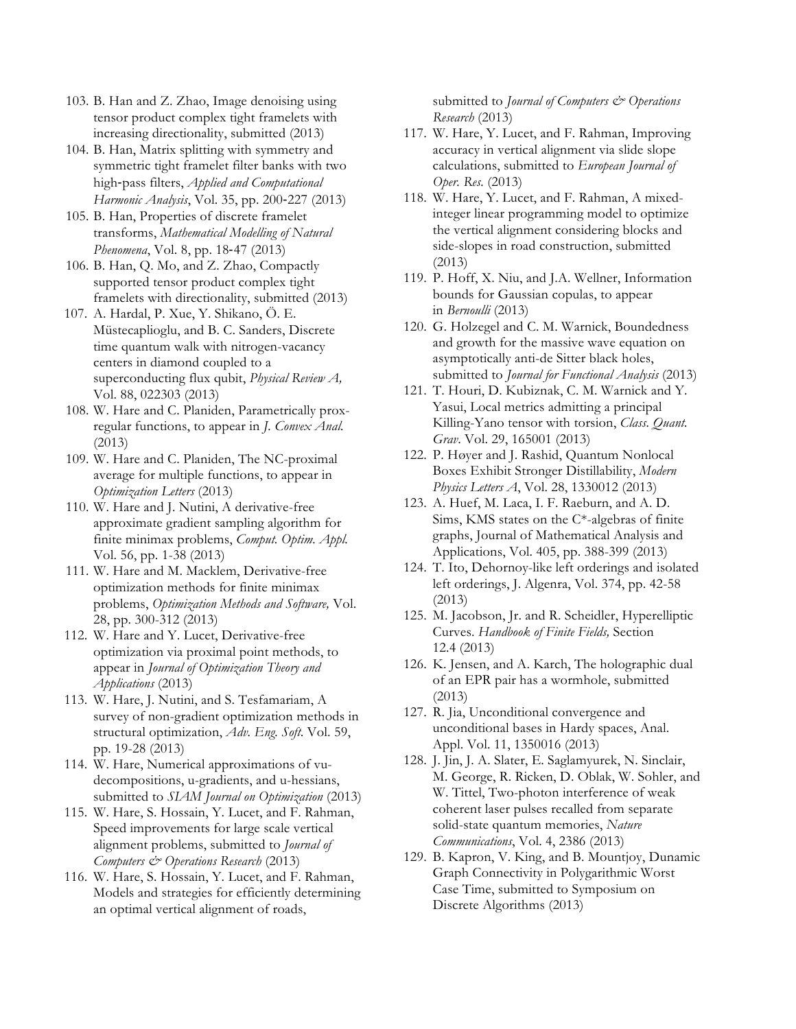103. B. Han and Z. Zhao, Image denoising using tensor product complex tight framelets with increasing directionality, submitted (2013)
104. B. Han, Matrix splitting with symmetry and symmetric tight framelet filter banks with two high-pass filters, *Applied and Computational Harmonic Analysis*, Vol. 35, pp. 200-227 (2013)
105. B. Han, Properties of discrete framelet transforms, *Mathematical Modelling of Natural Phenomena*, Vol. 8, pp. 18-47 (2013)
106. B. Han, Q. Mo, and Z. Zhao, Compactly supported tensor product complex tight framelets with directionality, submitted (2013)
107. A. Hardal, P. Xue, Y. Shikano, Ö. E. Müstecaplioglu, and B. C. Sanders, Discrete time quantum walk with nitrogen-vacancy centers in diamond coupled to a superconducting flux qubit, *Physical Review A,* Vol. 88, 022303 (2013)
108. W. Hare and C. Planiden, Parametrically prox-regular functions, to appear in *J. Convex Anal.* (2013)
109. W. Hare and C. Planiden, The NC-proximal average for multiple functions, to appear in *Optimization Letters* (2013)
110. W. Hare and J. Nutini, A derivative-free approximate gradient sampling algorithm for finite minimax problems, *Comput. Optim. Appl.* Vol. 56, pp. 1-38 (2013)
111. W. Hare and M. Macklem, Derivative-free optimization methods for finite minimax problems, *Optimization Methods and Software,* Vol. 28, pp. 300-312 (2013)
112. W. Hare and Y. Lucet, Derivative-free optimization via proximal point methods, to appear in *Journal of Optimization Theory and Applications* (2013)
113. W. Hare, J. Nutini, and S. Tesfamariam, A survey of non-gradient optimization methods in structural optimization, *Adv. Eng. Soft.* Vol. 59, pp. 19-28 (2013)
114. W. Hare, Numerical approximations of vu-decompositions, u-gradients, and u-hessians, submitted to *SIAM Journal on Optimization* (2013)
115. W. Hare, S. Hossain, Y. Lucet, and F. Rahman, Speed improvements for large scale vertical alignment problems, submitted to *Journal of Computers & Operations Research* (2013)
116. W. Hare, S. Hossain, Y. Lucet, and F. Rahman, Models and strategies for efficiently determining an optimal vertical alignment of roads, submitted to *Journal of Computers & Operations Research* (2013)
117. W. Hare, Y. Lucet, and F. Rahman, Improving accuracy in vertical alignment via slide slope calculations, submitted to *European Journal of Oper. Res.* (2013)
118. W. Hare, Y. Lucet, and F. Rahman, A mixed-integer linear programming model to optimize the vertical alignment considering blocks and side-slopes in road construction, submitted (2013)
119. P. Hoff, X. Niu, and J.A. Wellner, Information bounds for Gaussian copulas, to appear in *Bernoulli* (2013)
120. G. Holzegel and C. M. Warnick, Boundedness and growth for the massive wave equation on asymptotically anti-de Sitter black holes, submitted to *Journal for Functional Analysis* (2013)
121. T. Houri, D. Kubiznak, C. M. Warnick and Y. Yasui, Local metrics admitting a principal Killing-Yano tensor with torsion, *Class. Quant. Grav*. Vol. 29, 165001 (2013)
122. P. Høyer and J. Rashid, Quantum Nonlocal Boxes Exhibit Stronger Distillability, *Modern Physics Letters A*, Vol. 28, 1330012 (2013)
123. A. Huef, M. Laca, I. F. Raeburn, and A. D. Sims, KMS states on the C*-algebras of finite graphs, Journal of Mathematical Analysis and Applications, Vol. 405, pp. 388-399 (2013)
124. T. Ito, Dehornoy-like left orderings and isolated left orderings, J. Algenra, Vol. 374, pp. 42-58 (2013)
125. M. Jacobson, Jr. and R. Scheidler, Hyperelliptic Curves. *Handbook of Finite Fields,* Section 12.4 (2013)
126. K. Jensen, and A. Karch, The holographic dual of an EPR pair has a wormhole, submitted (2013)
127. R. Jia, Unconditional convergence and unconditional bases in Hardy spaces, Anal. Appl. Vol. 11, 1350016 (2013)
128. J. Jin, J. A. Slater, E. Saglamyurek, N. Sinclair, M. George, R. Ricken, D. Oblak, W. Sohler, and W. Tittel, Two-photon interference of weak coherent laser pulses recalled from separate solid-state quantum memories, *Nature Communications*, Vol. 4, 2386 (2013)
129. B. Kapron, V. King, and B. Mountjoy, Dunamic Graph Connectivity in Polygarithmic Worst Case Time, submitted to Symposium on Discrete Algorithms (2013)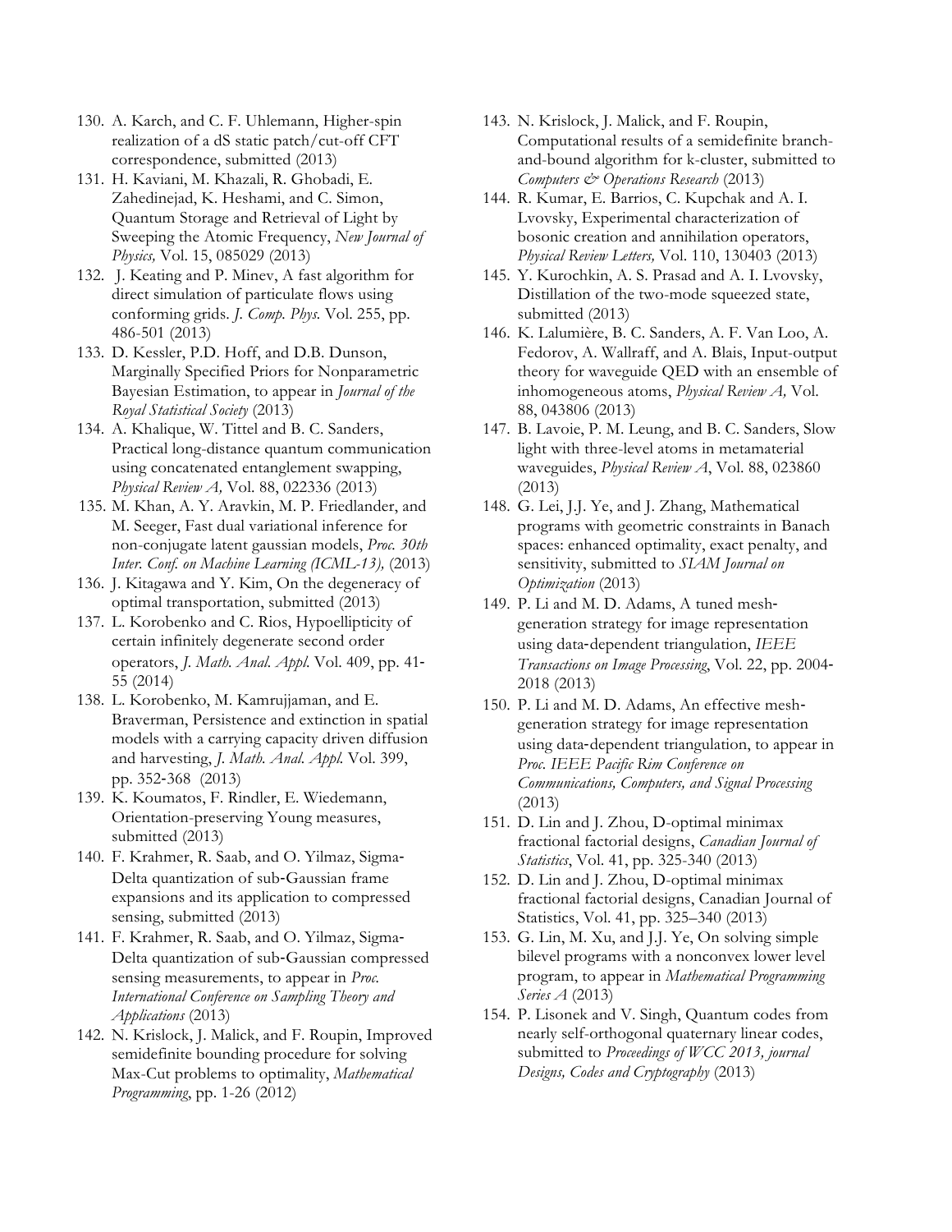130. A. Karch, and C. F. Uhlemann, Higher-spin realization of a dS static patch/cut-off CFT correspondence, submitted (2013)
131. H. Kaviani, M. Khazali, R. Ghobadi, E. Zahedinejad, K. Heshami, and C. Simon, Quantum Storage and Retrieval of Light by Sweeping the Atomic Frequency, *New Journal of Physics,* Vol. 15, 085029 (2013)
132. J. Keating and P. Minev, A fast algorithm for direct simulation of particulate flows using conforming grids. *J. Comp. Phys.* Vol. 255, pp. 486-501 (2013)
133. D. Kessler, P.D. Hoff, and D.B. Dunson, Marginally Specified Priors for Nonparametric Bayesian Estimation, to appear in *Journal of the Royal Statistical Society* (2013)
134. A. Khalique, W. Tittel and B. C. Sanders, Practical long-distance quantum communication using concatenated entanglement swapping, *Physical Review A,* Vol. 88, 022336 (2013)
135. M. Khan, A. Y. Aravkin, M. P. Friedlander, and M. Seeger, Fast dual variational inference for non-conjugate latent gaussian models, *Proc. 30th Inter. Conf. on Machine Learning (ICML-13),* (2013)
136. J. Kitagawa and Y. Kim, On the degeneracy of optimal transportation, submitted (2013)
137. L. Korobenko and C. Rios, Hypoellipticity of certain infinitely degenerate second order operators, *J. Math. Anal. Appl.* Vol. 409, pp. 41-55 (2014)
138. L. Korobenko, M. Kamrujjaman, and E. Braverman, Persistence and extinction in spatial models with a carrying capacity driven diffusion and harvesting, *J. Math. Anal. Appl.* Vol. 399, pp. 352-368 (2013)
139. K. Koumatos, F. Rindler, E. Wiedemann, Orientation-preserving Young measures, submitted (2013)
140. F. Krahmer, R. Saab, and O. Yilmaz, Sigma-Delta quantization of sub-Gaussian frame expansions and its application to compressed sensing, submitted (2013)
141. F. Krahmer, R. Saab, and O. Yilmaz, Sigma-Delta quantization of sub-Gaussian compressed sensing measurements, to appear in *Proc. International Conference on Sampling Theory and Applications* (2013)
142. N. Krislock, J. Malick, and F. Roupin, Improved semidefinite bounding procedure for solving Max-Cut problems to optimality, *Mathematical Programming*, pp. 1-26 (2012)
143. N. Krislock, J. Malick, and F. Roupin, Computational results of a semidefinite branch-and-bound algorithm for k-cluster, submitted to *Computers & Operations Research* (2013)
144. R. Kumar, E. Barrios, C. Kupchak and A. I. Lvovsky, Experimental characterization of bosonic creation and annihilation operators, *Physical Review Letters,* Vol. 110, 130403 (2013)
145. Y. Kurochkin, A. S. Prasad and A. I. Lvovsky, Distillation of the two-mode squeezed state, submitted (2013)
146. K. Lalumière, B. C. Sanders, A. F. Van Loo, A. Fedorov, A. Wallraff, and A. Blais, Input-output theory for waveguide QED with an ensemble of inhomogeneous atoms, *Physical Review A,* Vol. 88, 043806 (2013)
147. B. Lavoie, P. M. Leung, and B. C. Sanders, Slow light with three-level atoms in metamaterial waveguides, *Physical Review A*, Vol. 88, 023860 (2013)
148. G. Lei, J.J. Ye, and J. Zhang, Mathematical programs with geometric constraints in Banach spaces: enhanced optimality, exact penalty, and sensitivity, submitted to *SIAM Journal on Optimization* (2013)
149. P. Li and M. D. Adams, A tuned mesh-generation strategy for image representation using data-dependent triangulation, *IEEE Transactions on Image Processing*, Vol. 22, pp. 2004-2018 (2013)
150. P. Li and M. D. Adams, An effective mesh-generation strategy for image representation using data-dependent triangulation, to appear in *Proc. IEEE Pacific Rim Conference on Communications, Computers, and Signal Processing* (2013)
151. D. Lin and J. Zhou, D-optimal minimax fractional factorial designs, *Canadian Journal of Statistics*, Vol. 41, pp. 325-340 (2013)
152. D. Lin and J. Zhou, D-optimal minimax fractional factorial designs, Canadian Journal of Statistics, Vol. 41, pp. 325–340 (2013)
153. G. Lin, M. Xu, and J.J. Ye, On solving simple bilevel programs with a nonconvex lower level program, to appear in *Mathematical Programming Series A* (2013)
154. P. Lisonek and V. Singh, Quantum codes from nearly self-orthogonal quaternary linear codes, submitted to *Proceedings of WCC 2013, journal Designs, Codes and Cryptography* (2013)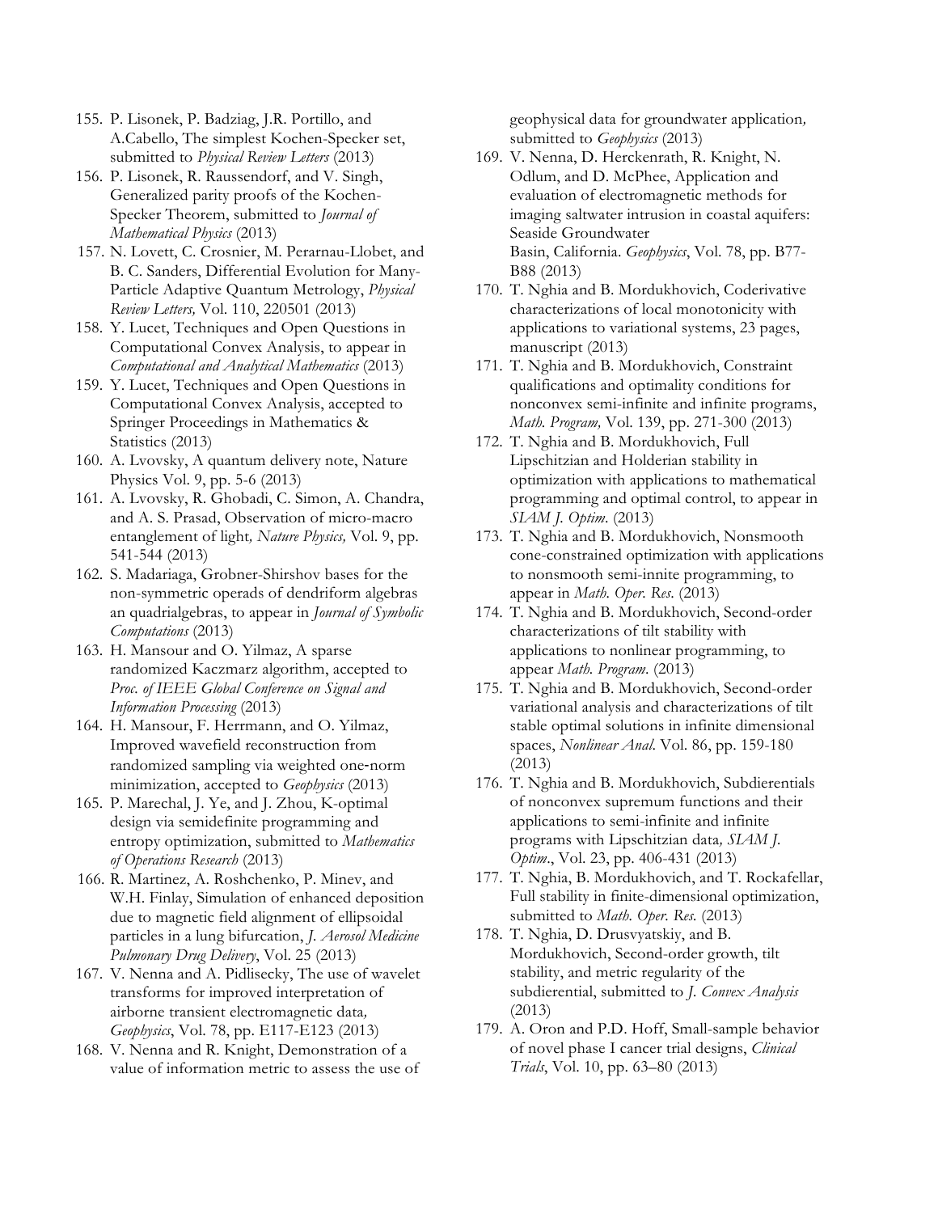155. P. Lisonek, P. Badziag, J.R. Portillo, and A.Cabello, The simplest Kochen-Specker set, submitted to *Physical Review Letters* (2013)
156. P. Lisonek, R. Raussendorf, and V. Singh, Generalized parity proofs of the Kochen-Specker Theorem, submitted to *Journal of Mathematical Physics* (2013)
157. N. Lovett, C. Crosnier, M. Perarnau-Llobet, and B. C. Sanders, Differential Evolution for Many-Particle Adaptive Quantum Metrology, *Physical Review Letters,* Vol. 110, 220501 (2013)
158. Y. Lucet, Techniques and Open Questions in Computational Convex Analysis, to appear in *Computational and Analytical Mathematics* (2013)
159. Y. Lucet, Techniques and Open Questions in Computational Convex Analysis, accepted to Springer Proceedings in Mathematics & Statistics (2013)
160. A. Lvovsky, A quantum delivery note, Nature Physics Vol. 9, pp. 5-6 (2013)
161. A. Lvovsky, R. Ghobadi, C. Simon, A. Chandra, and A. S. Prasad, Observation of micro-macro entanglement of light*, Nature Physics,* Vol. 9, pp. 541-544 (2013)
162. S. Madariaga, Grobner-Shirshov bases for the non-symmetric operads of dendriform algebras an quadrialgebras, to appear in *Journal of Symbolic Computations* (2013)
163. H. Mansour and O. Yilmaz, A sparse randomized Kaczmarz algorithm, accepted to *Proc. of IEEE Global Conference on Signal and Information Processing* (2013)
164. H. Mansour, F. Herrmann, and O. Yilmaz, Improved wavefield reconstruction from randomized sampling via weighted one-norm minimization, accepted to *Geophysics* (2013)
165. P. Marechal, J. Ye, and J. Zhou, K-optimal design via semidefinite programming and entropy optimization, submitted to *Mathematics of Operations Research* (2013)
166. R. Martinez, A. Roshchenko, P. Minev, and W.H. Finlay, Simulation of enhanced deposition due to magnetic field alignment of ellipsoidal particles in a lung bifurcation, *J. Aerosol Medicine Pulmonary Drug Delivery*, Vol. 25 (2013)
167. V. Nenna and A. Pidlisecky, The use of wavelet transforms for improved interpretation of airborne transient electromagnetic data*, Geophysics*, Vol. 78, pp. E117-E123 (2013)
168. V. Nenna and R. Knight, Demonstration of a value of information metric to assess the use of geophysical data for groundwater application*,* submitted to *Geophysics* (2013)
169. V. Nenna, D. Herckenrath, R. Knight, N. Odlum, and D. McPhee, Application and evaluation of electromagnetic methods for imaging saltwater intrusion in coastal aquifers: Seaside Groundwater Basin, California. *Geophysics*, Vol. 78, pp. B77-B88 (2013)
170. T. Nghia and B. Mordukhovich, Coderivative characterizations of local monotonicity with applications to variational systems, 23 pages, manuscript (2013)
171. T. Nghia and B. Mordukhovich, Constraint qualifications and optimality conditions for nonconvex semi-infinite and infinite programs, *Math. Program,* Vol. 139, pp. 271-300 (2013)
172. T. Nghia and B. Mordukhovich, Full Lipschitzian and Holderian stability in optimization with applications to mathematical programming and optimal control, to appear in *SIAM J. Optim.* (2013)
173. T. Nghia and B. Mordukhovich, Nonsmooth cone-constrained optimization with applications to nonsmooth semi-innite programming, to appear in *Math. Oper. Res.* (2013)
174. T. Nghia and B. Mordukhovich, Second-order characterizations of tilt stability with applications to nonlinear programming, to appear *Math. Program.* (2013)
175. T. Nghia and B. Mordukhovich, Second-order variational analysis and characterizations of tilt stable optimal solutions in infinite dimensional spaces, *Nonlinear Anal.* Vol. 86, pp. 159-180 (2013)
176. T. Nghia and B. Mordukhovich, Subdierentials of nonconvex supremum functions and their applications to semi-infinite and infinite programs with Lipschitzian data*, SIAM J. Optim.*, Vol. 23, pp. 406-431 (2013)
177. T. Nghia, B. Mordukhovich, and T. Rockafellar, Full stability in finite-dimensional optimization, submitted to *Math. Oper. Res.* (2013)
178. T. Nghia, D. Drusvyatskiy, and B. Mordukhovich, Second-order growth, tilt stability, and metric regularity of the subdierential, submitted to *J. Convex Analysis* (2013)
179. A. Oron and P.D. Hoff, Small-sample behavior of novel phase I cancer trial designs, *Clinical Trials*, Vol. 10, pp. 63–80 (2013)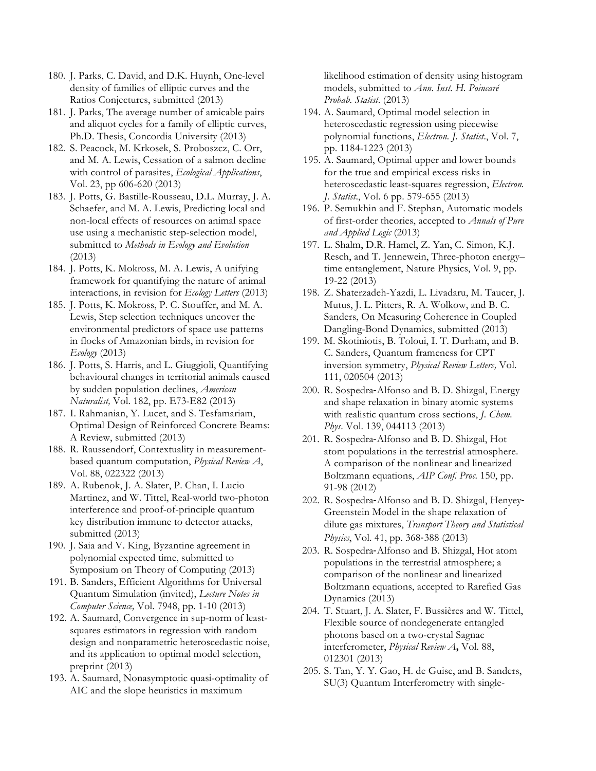180. J. Parks, C. David, and D.K. Huynh, One-level density of families of elliptic curves and the Ratios Conjectures, submitted (2013)
181. J. Parks, The average number of amicable pairs and aliquot cycles for a family of elliptic curves, Ph.D. Thesis, Concordia University (2013)
182. S. Peacock, M. Krkosek, S. Proboszcz, C. Orr, and M. A. Lewis, Cessation of a salmon decline with control of parasites, *Ecological Applications*, Vol. 23, pp 606-620 (2013)
183. J. Potts, G. Bastille-Rousseau, D.L. Murray, J. A. Schaefer, and M. A. Lewis, Predicting local and non-local effects of resources on animal space use using a mechanistic step-selection model, submitted to *Methods in Ecology and Evolution* (2013)
184. J. Potts, K. Mokross, M. A. Lewis, A unifying framework for quantifying the nature of animal interactions, in revision for *Ecology Letters* (2013)
185. J. Potts, K. Mokross, P. C. Stouffer, and M. A. Lewis, Step selection techniques uncover the environmental predictors of space use patterns in flocks of Amazonian birds, in revision for *Ecology* (2013)
186. J. Potts, S. Harris, and L. Giuggioli, Quantifying behavioural changes in territorial animals caused by sudden population declines, *American Naturalist,* Vol. 182, pp. E73-E82 (2013)
187. I. Rahmanian, Y. Lucet, and S. Tesfamariam, Optimal Design of Reinforced Concrete Beams: A Review, submitted (2013)
188. R. Raussendorf, Contextuality in measurement-based quantum computation, *Physical Review A*, Vol. 88, 022322 (2013)
189. A. Rubenok, J. A. Slater, P. Chan, I. Lucio Martinez, and W. Tittel, Real-world two-photon interference and proof-of-principle quantum key distribution immune to detector attacks, submitted (2013)
190. J. Saia and V. King, Byzantine agreement in polynomial expected time, submitted to Symposium on Theory of Computing (2013)
191. B. Sanders, Efficient Algorithms for Universal Quantum Simulation (invited), *Lecture Notes in Computer Science,* Vol. 7948, pp. 1-10 (2013)
192. A. Saumard, Convergence in sup-norm of least-squares estimators in regression with random design and nonparametric heteroscedastic noise, and its application to optimal model selection, preprint (2013)
193. A. Saumard, Nonasymptotic quasi-optimality of AIC and the slope heuristics in maximum likelihood estimation of density using histogram models, submitted to *Ann. Inst. H. Poincaré Probab. Statist*. (2013)
194. A. Saumard, Optimal model selection in heteroscedastic regression using piecewise polynomial functions, *Electron. J. Statist*., Vol. 7, pp. 1184-1223 (2013)
195. A. Saumard, Optimal upper and lower bounds for the true and empirical excess risks in heteroscedastic least-squares regression, *Electron. J. Statist*., Vol. 6 pp. 579-655 (2013)
196. P. Semukhin and F. Stephan, Automatic models of first-order theories, accepted to *Annals of Pure and Applied Logic* (2013)
197. L. Shalm, D.R. Hamel, Z. Yan, C. Simon, K.J. Resch, and T. Jennewein, Three-photon energy–time entanglement, Nature Physics, Vol. 9, pp. 19-22 (2013)
198. Z. Shaterzadeh-Yazdi, L. Livadaru, M. Taucer, J. Mutus, J. L. Pitters, R. A. Wolkow, and B. C. Sanders, On Measuring Coherence in Coupled Dangling-Bond Dynamics, submitted (2013)
199. M. Skotiniotis, B. Toloui, I. T. Durham, and B. C. Sanders, Quantum frameness for CPT inversion symmetry, *Physical Review Letters,* Vol. 111, 020504 (2013)
200. R. Sospedra-Alfonso and B. D. Shizgal, Energy and shape relaxation in binary atomic systems with realistic quantum cross sections, *J. Chem. Phys*. Vol. 139, 044113 (2013)
201. R. Sospedra-Alfonso and B. D. Shizgal, Hot atom populations in the terrestrial atmosphere. A comparison of the nonlinear and linearized Boltzmann equations, *AIP Conf. Proc*. 150, pp. 91-98 (2012)
202. R. Sospedra-Alfonso and B. D. Shizgal, Henyey-Greenstein Model in the shape relaxation of dilute gas mixtures, *Transport Theory and Statistical Physics*, Vol. 41, pp. 368-388 (2013)
203. R. Sospedra-Alfonso and B. Shizgal, Hot atom populations in the terrestrial atmosphere; a comparison of the nonlinear and linearized Boltzmann equations, accepted to Rarefied Gas Dynamics (2013)
204. T. Stuart, J. A. Slater, F. Bussières and W. Tittel, Flexible source of nondegenerate entangled photons based on a two-crystal Sagnac interferometer, *Physical Review A***,** Vol. 88, 012301 (2013)
205. S. Tan, Y. Y. Gao, H. de Guise, and B. Sanders, SU(3) Quantum Interferometry with single-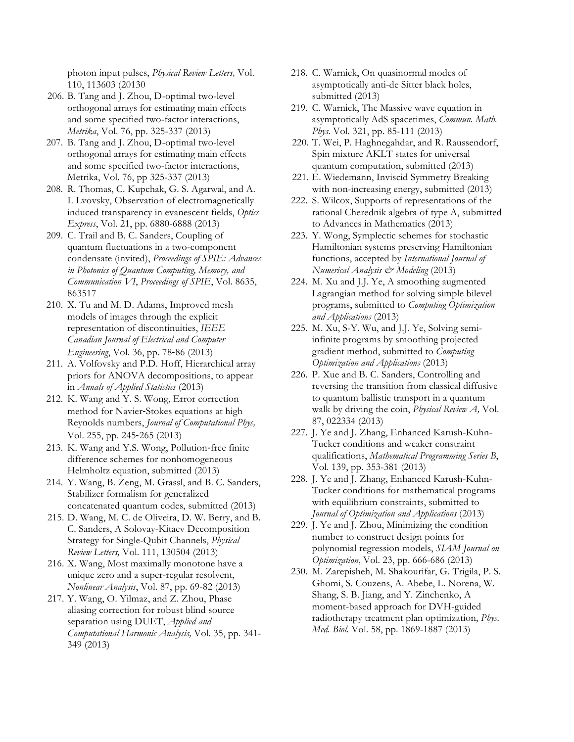photon input pulses, *Physical Review Letters,* Vol. 110, 113603 (20130

206. B. Tang and J. Zhou, D-optimal two-level orthogonal arrays for estimating main effects and some specified two-factor interactions, *Metrika*, Vol. 76, pp. 325-337 (2013)
207. B. Tang and J. Zhou, D-optimal two-level orthogonal arrays for estimating main effects and some specified two-factor interactions, Metrika, Vol. 76, pp 325-337 (2013)
208. R. Thomas, C. Kupchak, G. S. Agarwal, and A. I. Lvovsky, Observation of electromagnetically induced transparency in evanescent fields, *Optics Express*, Vol. 21, pp. 6880-6888 (2013)
209. C. Trail and B. C. Sanders, Coupling of quantum fluctuations in a two-component condensate (invited), *Proceedings of SPIE: Advances in Photonics of Quantum Computing, Memory, and Communication VI*, *Proceedings of SPIE*, Vol. 8635, 863517
210. X. Tu and M. D. Adams, Improved mesh models of images through the explicit representation of discontinuities, *IEEE Canadian Journal of Electrical and Computer Engineering*, Vol. 36, pp. 78-86 (2013)
211. A. Volfovsky and P.D. Hoff, Hierarchical array priors for ANOVA decompositions, to appear in *Annals of Applied Statistics* (2013)
212. K. Wang and Y. S. Wong, Error correction method for Navier-Stokes equations at high Reynolds numbers, *Journal of Computational Phys,* Vol. 255, pp. 245-265 (2013)
213. K. Wang and Y.S. Wong, Pollution-free finite difference schemes for nonhomogeneous Helmholtz equation, submitted (2013)
214. Y. Wang, B. Zeng, M. Grassl, and B. C. Sanders, Stabilizer formalism for generalized concatenated quantum codes, submitted (2013)
215. D. Wang, M. C. de Oliveira, D. W. Berry, and B. C. Sanders, A Solovay-Kitaev Decomposition Strategy for Single-Qubit Channels, *Physical Review Letters,* Vol. 111, 130504 (2013)
216. X. Wang, Most maximally monotone have a unique zero and a super-regular resolvent, *Nonlinear Analysis*, Vol. 87, pp. 69-82 (2013)
217. Y. Wang, O. Yilmaz, and Z. Zhou, Phase aliasing correction for robust blind source separation using DUET, *Applied and Computational Harmonic Analysis,* Vol. 35, pp. 341-349 (2013)
218. C. Warnick, On quasinormal modes of asymptotically anti-de Sitter black holes, submitted (2013)
219. C. Warnick, The Massive wave equation in asymptotically AdS spacetimes, *Commun. Math. Phys*. Vol. 321, pp. 85-111 (2013)
220. T. Wei, P. Haghnegahdar, and R. Raussendorf, Spin mixture AKLT states for universal quantum computation, submitted (2013)
221. E. Wiedemann, Inviscid Symmetry Breaking with non-increasing energy, submitted (2013)
222. S. Wilcox, Supports of representations of the rational Cherednik algebra of type A, submitted to Advances in Mathematics (2013)
223. Y. Wong, Symplectic schemes for stochastic Hamiltonian systems preserving Hamiltonian functions, accepted by *International Journal of Numerical Analysis & Modeling* (2013)
224. M. Xu and J.J. Ye, A smoothing augmented Lagrangian method for solving simple bilevel programs, submitted to *Computing Optimization and Applications* (2013)
225. M. Xu, S-Y. Wu, and J.J. Ye, Solving semi-infinite programs by smoothing projected gradient method, submitted to *Computing Optimization and Applications* (2013)
226. P. Xue and B. C. Sanders, Controlling and reversing the transition from classical diffusive to quantum ballistic transport in a quantum walk by driving the coin, *Physical Review A,* Vol. 87, 022334 (2013)
227. J. Ye and J. Zhang, Enhanced Karush-Kuhn-Tucker conditions and weaker constraint qualifications, *Mathematical Programming Series B*, Vol. 139, pp. 353-381 (2013)
228. J. Ye and J. Zhang, Enhanced Karush-Kuhn-Tucker conditions for mathematical programs with equilibrium constraints, submitted to *Journal of Optimization and Applications* (2013)
229. J. Ye and J. Zhou, Minimizing the condition number to construct design points for polynomial regression models, *SIAM Journal on Optimization*, Vol. 23, pp. 666-686 (2013)
230. M. Zarepisheh, M. Shakourifar, G. Trigila, P. S. Ghomi, S. Couzens, A. Abebe, L. Norena, W. Shang, S. B. Jiang, and Y. Zinchenko, A moment-based approach for DVH-guided radiotherapy treatment plan optimization, *Phys. Med. Biol.* Vol. 58, pp. 1869-1887 (2013)